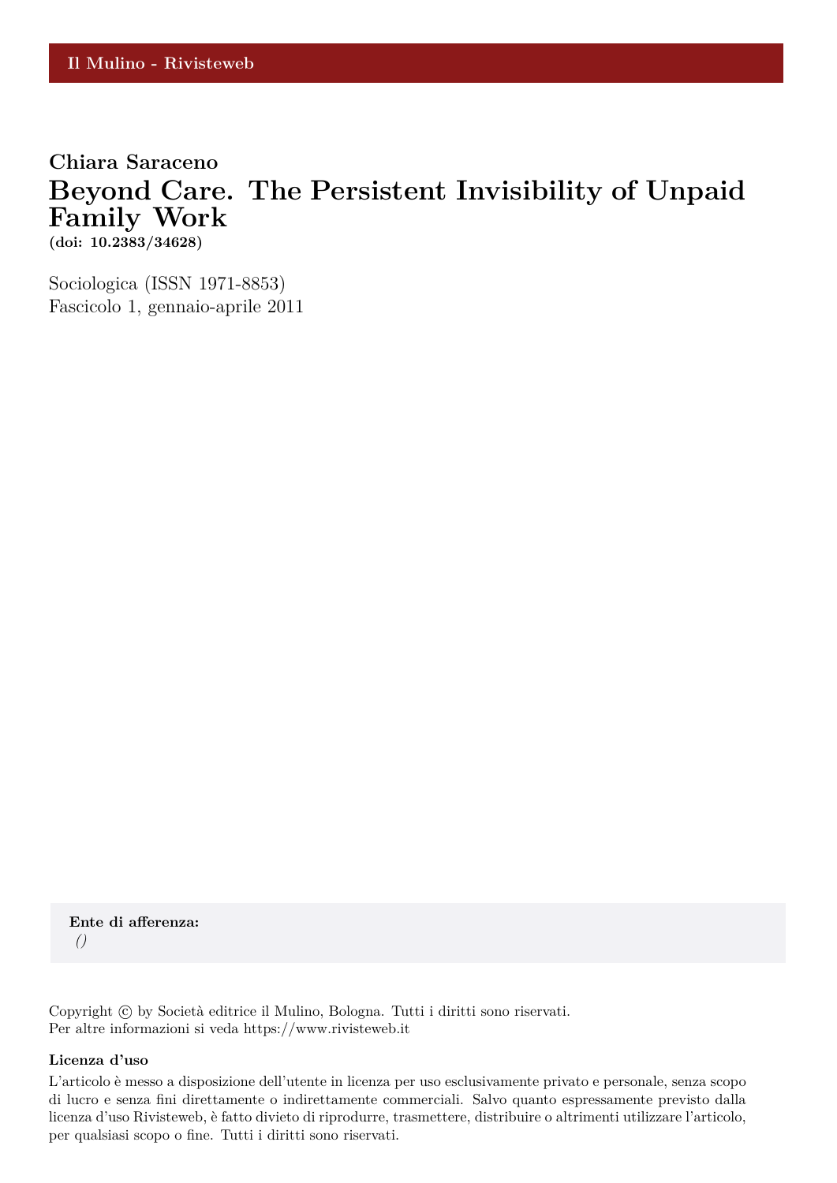Il Mulino - Rivisteweb

**Chiara Saraceno**

# Beyond Care. The Persistent Invisibility of Unpaid Family Work

**(doi: 10.2383/34628)**

Sociologica (ISSN 1971-8853)
Fascicolo 1, gennaio-aprile 2011

**Ente di afferenza:**
*()*

Copyright © by Società editrice il Mulino, Bologna. Tutti i diritti sono riservati.
Per altre informazioni si veda https://www.rivisteweb.it

**Licenza d'uso**

L'articolo è messo a disposizione dell'utente in licenza per uso esclusivamente privato e personale, senza scopo di lucro e senza fini direttamente o indirettamente commerciali. Salvo quanto espressamente previsto dalla licenza d'uso Rivisteweb, è fatto divieto di riprodurre, trasmettere, distribuire o altrimenti utilizzare l'articolo, per qualsiasi scopo o fine. Tutti i diritti sono riservati.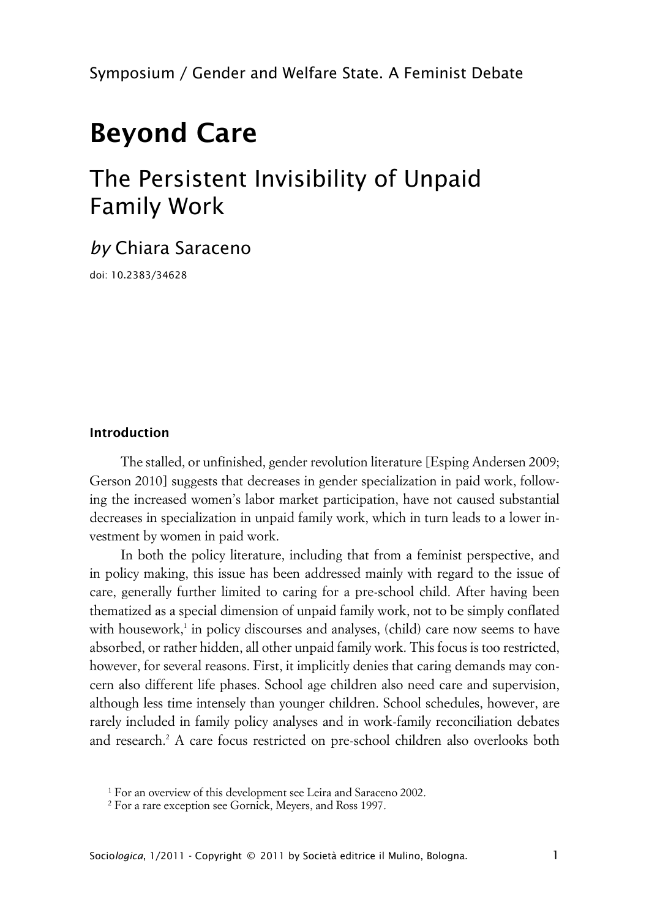Symposium / Gender and Welfare State. A Feminist Debate

# Beyond Care

## The Persistent Invisibility of Unpaid Family Work

*by* Chiara Saraceno

doi: 10.2383/34628

### Introduction

The stalled, or unfinished, gender revolution literature [Esping Andersen 2009; Gerson 2010] suggests that decreases in gender specialization in paid work, following the increased women's labor market participation, have not caused substantial decreases in specialization in unpaid family work, which in turn leads to a lower investment by women in paid work.

In both the policy literature, including that from a feminist perspective, and in policy making, this issue has been addressed mainly with regard to the issue of care, generally further limited to caring for a pre-school child. After having been thematized as a special dimension of unpaid family work, not to be simply conflated with housework,[1] in policy discourses and analyses, (child) care now seems to have absorbed, or rather hidden, all other unpaid family work. This focus is too restricted, however, for several reasons. First, it implicitly denies that caring demands may concern also different life phases. School age children also need care and supervision, although less time intensely than younger children. School schedules, however, are rarely included in family policy analyses and in work-family reconciliation debates and research.[2] A care focus restricted on pre-school children also overlooks both

[1] For an overview of this development see Leira and Saraceno 2002.

[2] For a rare exception see Gornick, Meyers, and Ross 1997.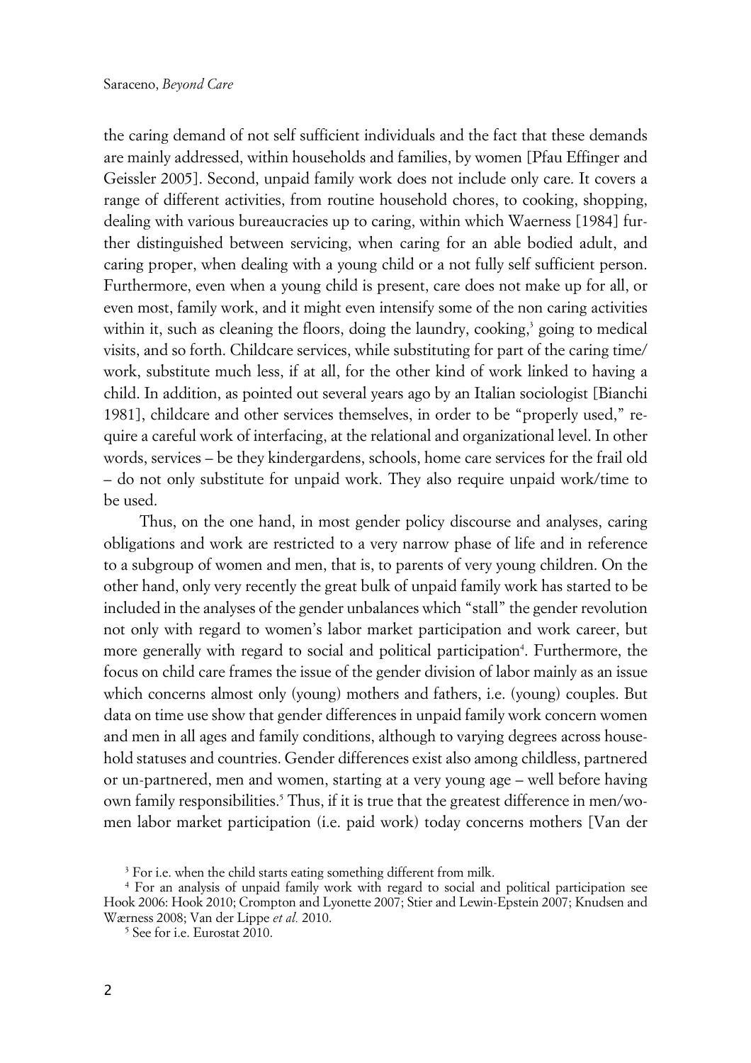the caring demand of not self sufficient individuals and the fact that these demands are mainly addressed, within households and families, by women [Pfau Effinger and Geissler 2005]. Second, unpaid family work does not include only care. It covers a range of different activities, from routine household chores, to cooking, shopping, dealing with various bureaucracies up to caring, within which Waerness [1984] further distinguished between servicing, when caring for an able bodied adult, and caring proper, when dealing with a young child or a not fully self sufficient person. Furthermore, even when a young child is present, care does not make up for all, or even most, family work, and it might even intensify some of the non caring activities within it, such as cleaning the floors, doing the laundry, cooking,[3] going to medical visits, and so forth. Childcare services, while substituting for part of the caring time/work, substitute much less, if at all, for the other kind of work linked to having a child. In addition, as pointed out several years ago by an Italian sociologist [Bianchi 1981], childcare and other services themselves, in order to be "properly used," require a careful work of interfacing, at the relational and organizational level. In other words, services – be they kindergardens, schools, home care services for the frail old – do not only substitute for unpaid work. They also require unpaid work/time to be used.

Thus, on the one hand, in most gender policy discourse and analyses, caring obligations and work are restricted to a very narrow phase of life and in reference to a subgroup of women and men, that is, to parents of very young children. On the other hand, only very recently the great bulk of unpaid family work has started to be included in the analyses of the gender unbalances which "stall" the gender revolution not only with regard to women's labor market participation and work career, but more generally with regard to social and political participation[4]. Furthermore, the focus on child care frames the issue of the gender division of labor mainly as an issue which concerns almost only (young) mothers and fathers, i.e. (young) couples. But data on time use show that gender differences in unpaid family work concern women and men in all ages and family conditions, although to varying degrees across household statuses and countries. Gender differences exist also among childless, partnered or un-partnered, men and women, starting at a very young age – well before having own family responsibilities.[5] Thus, if it is true that the greatest difference in men/women labor market participation (i.e. paid work) today concerns mothers [Van der

[3] For i.e. when the child starts eating something different from milk.

[4] For an analysis of unpaid family work with regard to social and political participation see Hook 2006: Hook 2010; Crompton and Lyonette 2007; Stier and Lewin-Epstein 2007; Knudsen and Wærness 2008; Van der Lippe *et al.* 2010.

[5] See for i.e. Eurostat 2010.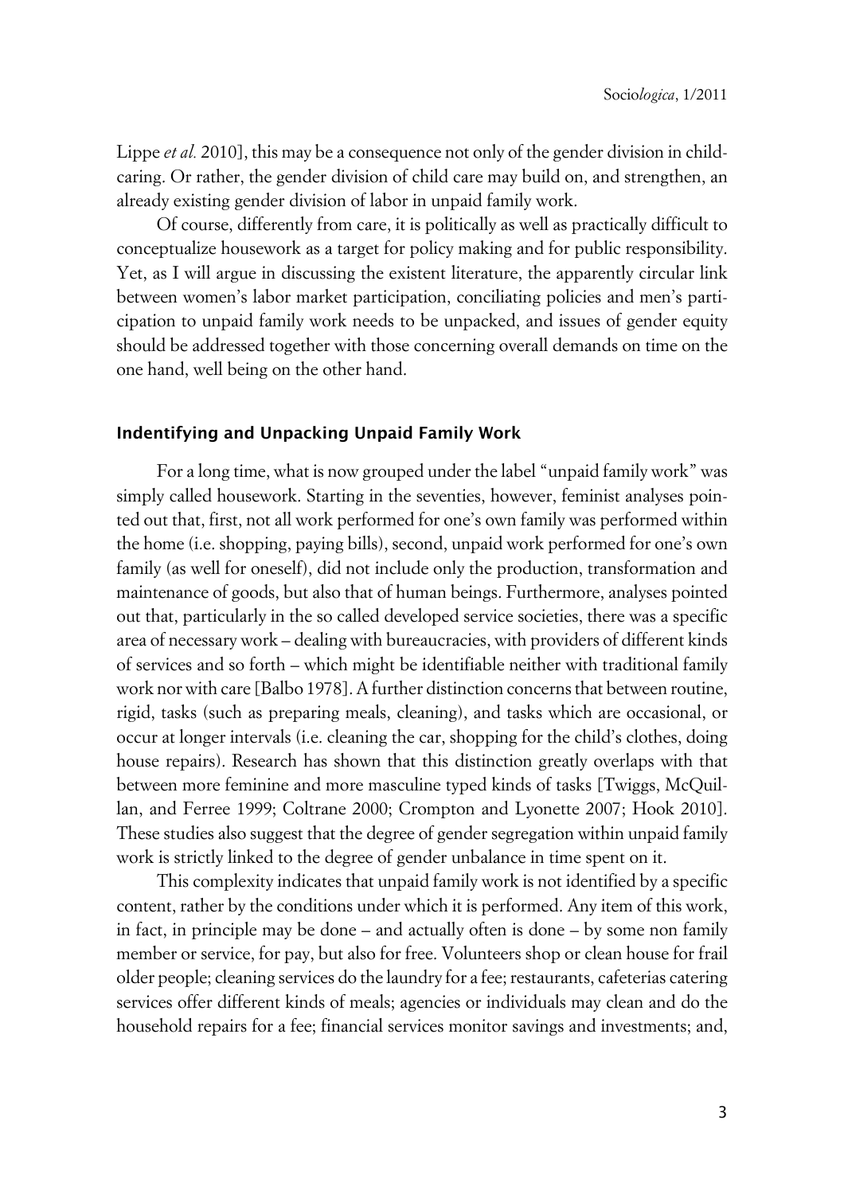Lippe *et al.* 2010], this may be a consequence not only of the gender division in childcaring. Or rather, the gender division of child care may build on, and strengthen, an already existing gender division of labor in unpaid family work.

Of course, differently from care, it is politically as well as practically difficult to conceptualize housework as a target for policy making and for public responsibility. Yet, as I will argue in discussing the existent literature, the apparently circular link between women's labor market participation, conciliating policies and men's participation to unpaid family work needs to be unpacked, and issues of gender equity should be addressed together with those concerning overall demands on time on the one hand, well being on the other hand.

## Indentifying and Unpacking Unpaid Family Work

For a long time, what is now grouped under the label "unpaid family work" was simply called housework. Starting in the seventies, however, feminist analyses pointed out that, first, not all work performed for one's own family was performed within the home (i.e. shopping, paying bills), second, unpaid work performed for one's own family (as well for oneself), did not include only the production, transformation and maintenance of goods, but also that of human beings. Furthermore, analyses pointed out that, particularly in the so called developed service societies, there was a specific area of necessary work – dealing with bureaucracies, with providers of different kinds of services and so forth – which might be identifiable neither with traditional family work nor with care [Balbo 1978]. A further distinction concerns that between routine, rigid, tasks (such as preparing meals, cleaning), and tasks which are occasional, or occur at longer intervals (i.e. cleaning the car, shopping for the child's clothes, doing house repairs). Research has shown that this distinction greatly overlaps with that between more feminine and more masculine typed kinds of tasks [Twiggs, McQuillan, and Ferree 1999; Coltrane 2000; Crompton and Lyonette 2007; Hook 2010]. These studies also suggest that the degree of gender segregation within unpaid family work is strictly linked to the degree of gender unbalance in time spent on it.

This complexity indicates that unpaid family work is not identified by a specific content, rather by the conditions under which it is performed. Any item of this work, in fact, in principle may be done – and actually often is done – by some non family member or service, for pay, but also for free. Volunteers shop or clean house for frail older people; cleaning services do the laundry for a fee; restaurants, cafeterias catering services offer different kinds of meals; agencies or individuals may clean and do the household repairs for a fee; financial services monitor savings and investments; and,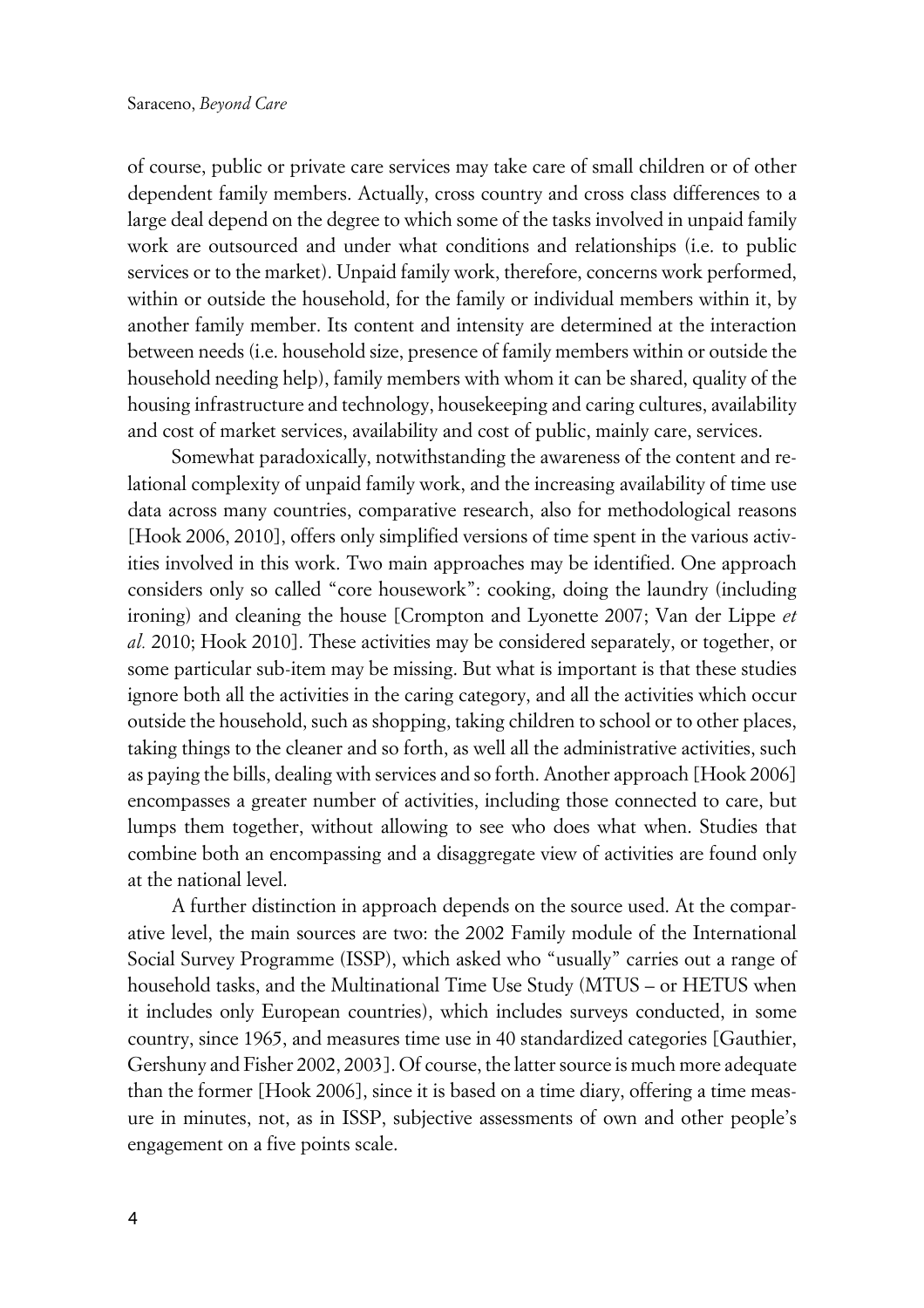of course, public or private care services may take care of small children or of other dependent family members. Actually, cross country and cross class differences to a large deal depend on the degree to which some of the tasks involved in unpaid family work are outsourced and under what conditions and relationships (i.e. to public services or to the market). Unpaid family work, therefore, concerns work performed, within or outside the household, for the family or individual members within it, by another family member. Its content and intensity are determined at the interaction between needs (i.e. household size, presence of family members within or outside the household needing help), family members with whom it can be shared, quality of the housing infrastructure and technology, housekeeping and caring cultures, availability and cost of market services, availability and cost of public, mainly care, services.

Somewhat paradoxically, notwithstanding the awareness of the content and relational complexity of unpaid family work, and the increasing availability of time use data across many countries, comparative research, also for methodological reasons [Hook 2006, 2010], offers only simplified versions of time spent in the various activities involved in this work. Two main approaches may be identified. One approach considers only so called "core housework": cooking, doing the laundry (including ironing) and cleaning the house [Crompton and Lyonette 2007; Van der Lippe *et al.* 2010; Hook 2010]. These activities may be considered separately, or together, or some particular sub-item may be missing. But what is important is that these studies ignore both all the activities in the caring category, and all the activities which occur outside the household, such as shopping, taking children to school or to other places, taking things to the cleaner and so forth, as well all the administrative activities, such as paying the bills, dealing with services and so forth. Another approach [Hook 2006] encompasses a greater number of activities, including those connected to care, but lumps them together, without allowing to see who does what when. Studies that combine both an encompassing and a disaggregate view of activities are found only at the national level.

A further distinction in approach depends on the source used. At the comparative level, the main sources are two: the 2002 Family module of the International Social Survey Programme (ISSP), which asked who "usually" carries out a range of household tasks, and the Multinational Time Use Study (MTUS – or HETUS when it includes only European countries), which includes surveys conducted, in some country, since 1965, and measures time use in 40 standardized categories [Gauthier, Gershuny and Fisher 2002, 2003]. Of course, the latter source is much more adequate than the former [Hook 2006], since it is based on a time diary, offering a time measure in minutes, not, as in ISSP, subjective assessments of own and other people's engagement on a five points scale.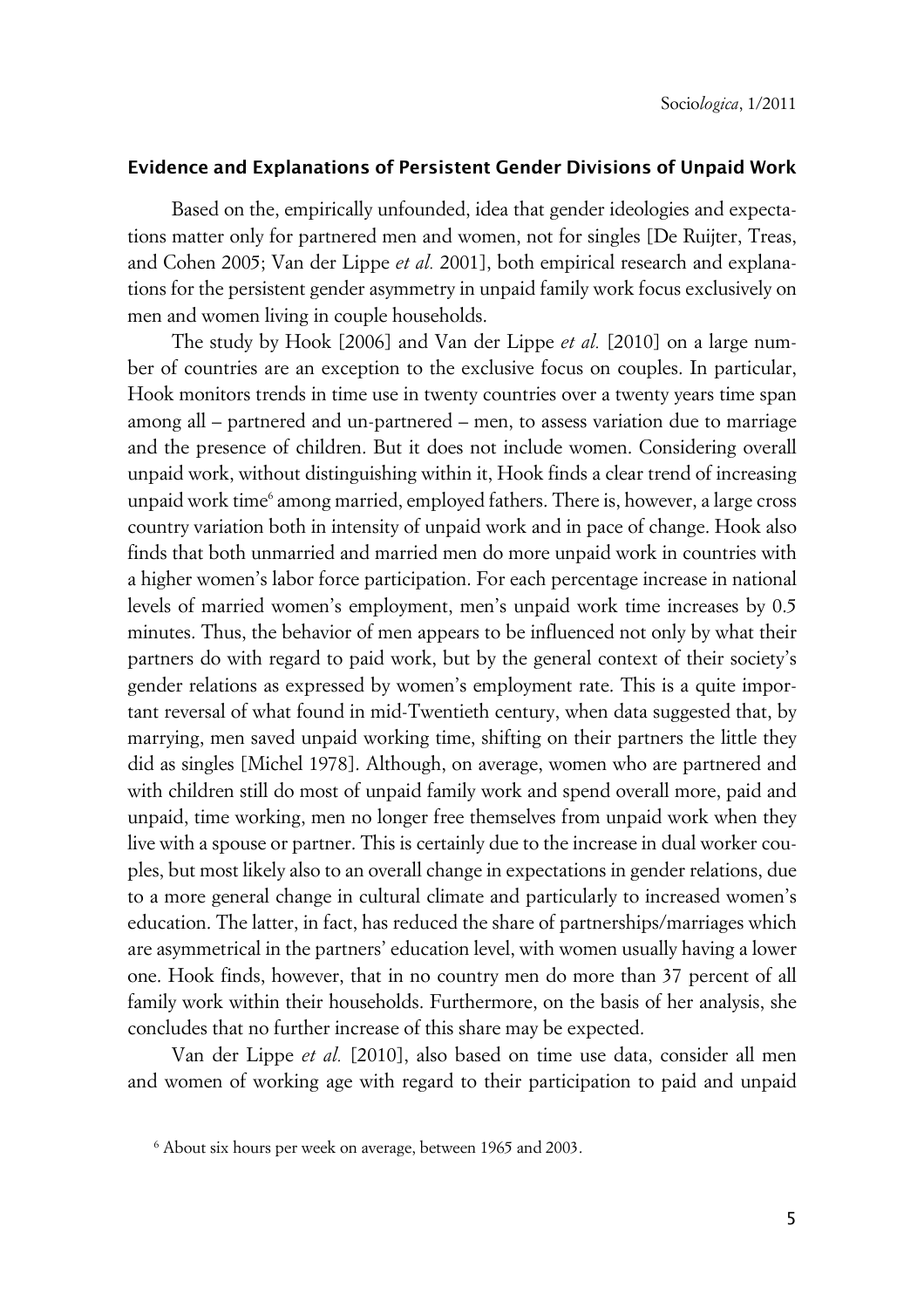### Evidence and Explanations of Persistent Gender Divisions of Unpaid Work

Based on the, empirically unfounded, idea that gender ideologies and expectations matter only for partnered men and women, not for singles [De Ruijter, Treas, and Cohen 2005; Van der Lippe *et al.* 2001], both empirical research and explanations for the persistent gender asymmetry in unpaid family work focus exclusively on men and women living in couple households.

The study by Hook [2006] and Van der Lippe *et al.* [2010] on a large number of countries are an exception to the exclusive focus on couples. In particular, Hook monitors trends in time use in twenty countries over a twenty years time span among all – partnered and un-partnered – men, to assess variation due to marriage and the presence of children. But it does not include women. Considering overall unpaid work, without distinguishing within it, Hook finds a clear trend of increasing unpaid work time[6] among married, employed fathers. There is, however, a large cross country variation both in intensity of unpaid work and in pace of change. Hook also finds that both unmarried and married men do more unpaid work in countries with a higher women's labor force participation. For each percentage increase in national levels of married women's employment, men's unpaid work time increases by 0.5 minutes. Thus, the behavior of men appears to be influenced not only by what their partners do with regard to paid work, but by the general context of their society's gender relations as expressed by women's employment rate. This is a quite important reversal of what found in mid-Twentieth century, when data suggested that, by marrying, men saved unpaid working time, shifting on their partners the little they did as singles [Michel 1978]. Although, on average, women who are partnered and with children still do most of unpaid family work and spend overall more, paid and unpaid, time working, men no longer free themselves from unpaid work when they live with a spouse or partner. This is certainly due to the increase in dual worker couples, but most likely also to an overall change in expectations in gender relations, due to a more general change in cultural climate and particularly to increased women's education. The latter, in fact, has reduced the share of partnerships/marriages which are asymmetrical in the partners' education level, with women usually having a lower one. Hook finds, however, that in no country men do more than 37 percent of all family work within their households. Furthermore, on the basis of her analysis, she concludes that no further increase of this share may be expected.

Van der Lippe *et al.* [2010], also based on time use data, consider all men and women of working age with regard to their participation to paid and unpaid

[6] About six hours per week on average, between 1965 and 2003.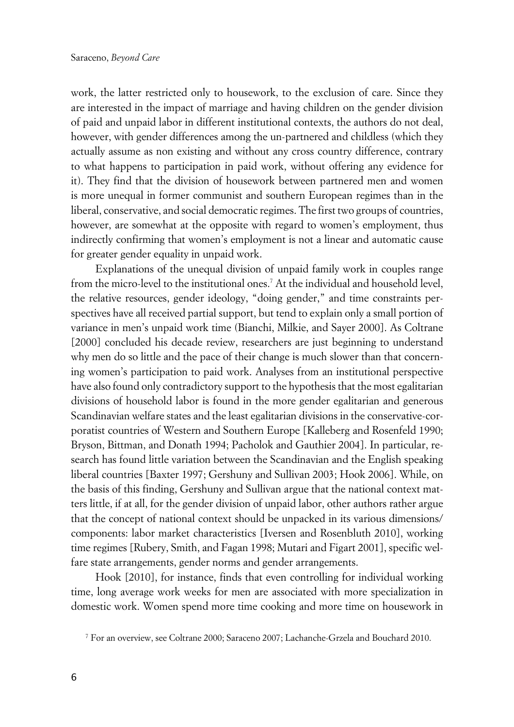work, the latter restricted only to housework, to the exclusion of care. Since they are interested in the impact of marriage and having children on the gender division of paid and unpaid labor in different institutional contexts, the authors do not deal, however, with gender differences among the un-partnered and childless (which they actually assume as non existing and without any cross country difference, contrary to what happens to participation in paid work, without offering any evidence for it). They find that the division of housework between partnered men and women is more unequal in former communist and southern European regimes than in the liberal, conservative, and social democratic regimes. The first two groups of countries, however, are somewhat at the opposite with regard to women's employment, thus indirectly confirming that women's employment is not a linear and automatic cause for greater gender equality in unpaid work.

Explanations of the unequal division of unpaid family work in couples range from the micro-level to the institutional ones.[7] At the individual and household level, the relative resources, gender ideology, "doing gender," and time constraints perspectives have all received partial support, but tend to explain only a small portion of variance in men's unpaid work time (Bianchi, Milkie, and Sayer 2000]. As Coltrane [2000] concluded his decade review, researchers are just beginning to understand why men do so little and the pace of their change is much slower than that concerning women's participation to paid work. Analyses from an institutional perspective have also found only contradictory support to the hypothesis that the most egalitarian divisions of household labor is found in the more gender egalitarian and generous Scandinavian welfare states and the least egalitarian divisions in the conservative-corporatist countries of Western and Southern Europe [Kalleberg and Rosenfeld 1990; Bryson, Bittman, and Donath 1994; Pacholok and Gauthier 2004]. In particular, research has found little variation between the Scandinavian and the English speaking liberal countries [Baxter 1997; Gershuny and Sullivan 2003; Hook 2006]. While, on the basis of this finding, Gershuny and Sullivan argue that the national context matters little, if at all, for the gender division of unpaid labor, other authors rather argue that the concept of national context should be unpacked in its various dimensions/components: labor market characteristics [Iversen and Rosenbluth 2010], working time regimes [Rubery, Smith, and Fagan 1998; Mutari and Figart 2001], specific welfare state arrangements, gender norms and gender arrangements.

Hook [2010], for instance, finds that even controlling for individual working time, long average work weeks for men are associated with more specialization in domestic work. Women spend more time cooking and more time on housework in

[7] For an overview, see Coltrane 2000; Saraceno 2007; Lachanche-Grzela and Bouchard 2010.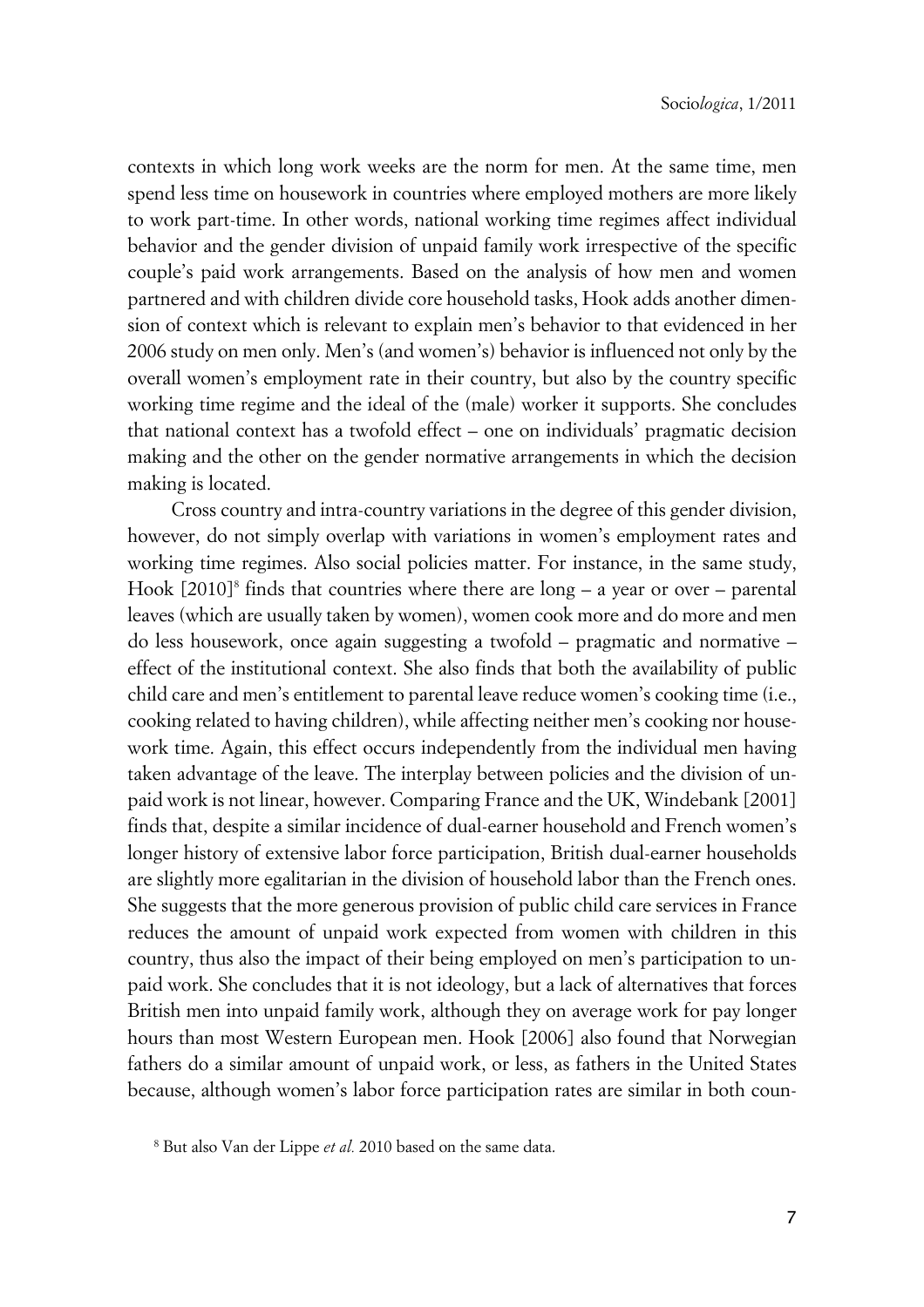contexts in which long work weeks are the norm for men. At the same time, men spend less time on housework in countries where employed mothers are more likely to work part-time. In other words, national working time regimes affect individual behavior and the gender division of unpaid family work irrespective of the specific couple's paid work arrangements. Based on the analysis of how men and women partnered and with children divide core household tasks, Hook adds another dimension of context which is relevant to explain men's behavior to that evidenced in her 2006 study on men only. Men's (and women's) behavior is influenced not only by the overall women's employment rate in their country, but also by the country specific working time regime and the ideal of the (male) worker it supports. She concludes that national context has a twofold effect – one on individuals' pragmatic decision making and the other on the gender normative arrangements in which the decision making is located.

Cross country and intra-country variations in the degree of this gender division, however, do not simply overlap with variations in women's employment rates and working time regimes. Also social policies matter. For instance, in the same study, Hook [2010][8] finds that countries where there are long – a year or over – parental leaves (which are usually taken by women), women cook more and do more and men do less housework, once again suggesting a twofold – pragmatic and normative – effect of the institutional context. She also finds that both the availability of public child care and men's entitlement to parental leave reduce women's cooking time (i.e., cooking related to having children), while affecting neither men's cooking nor housework time. Again, this effect occurs independently from the individual men having taken advantage of the leave. The interplay between policies and the division of unpaid work is not linear, however. Comparing France and the UK, Windebank [2001] finds that, despite a similar incidence of dual-earner household and French women's longer history of extensive labor force participation, British dual-earner households are slightly more egalitarian in the division of household labor than the French ones. She suggests that the more generous provision of public child care services in France reduces the amount of unpaid work expected from women with children in this country, thus also the impact of their being employed on men's participation to unpaid work. She concludes that it is not ideology, but a lack of alternatives that forces British men into unpaid family work, although they on average work for pay longer hours than most Western European men. Hook [2006] also found that Norwegian fathers do a similar amount of unpaid work, or less, as fathers in the United States because, although women's labor force participation rates are similar in both coun-

[8] But also Van der Lippe *et al.* 2010 based on the same data.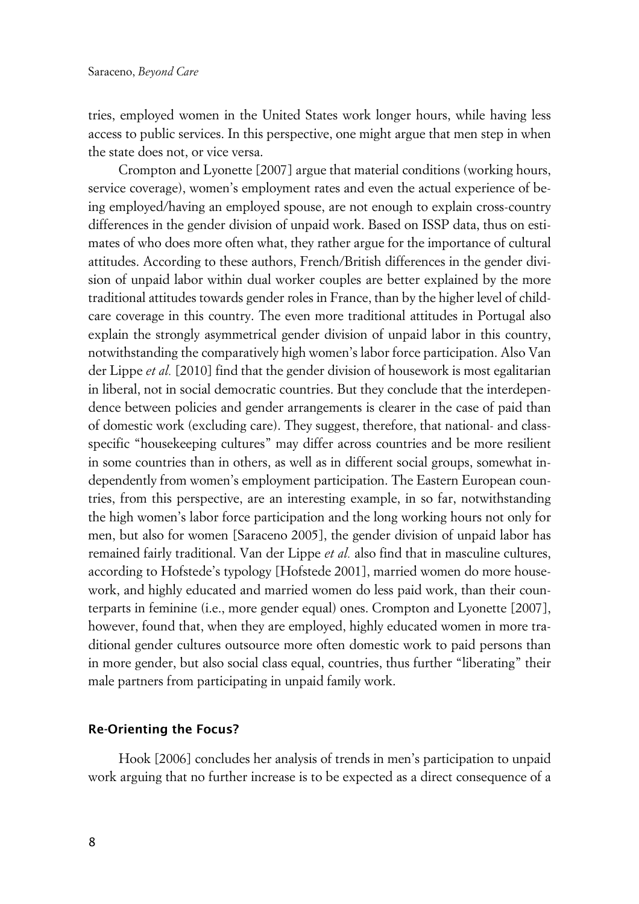tries, employed women in the United States work longer hours, while having less access to public services. In this perspective, one might argue that men step in when the state does not, or vice versa.

Crompton and Lyonette [2007] argue that material conditions (working hours, service coverage), women's employment rates and even the actual experience of being employed/having an employed spouse, are not enough to explain cross-country differences in the gender division of unpaid work. Based on ISSP data, thus on estimates of who does more often what, they rather argue for the importance of cultural attitudes. According to these authors, French/British differences in the gender division of unpaid labor within dual worker couples are better explained by the more traditional attitudes towards gender roles in France, than by the higher level of childcare coverage in this country. The even more traditional attitudes in Portugal also explain the strongly asymmetrical gender division of unpaid labor in this country, notwithstanding the comparatively high women's labor force participation. Also Van der Lippe *et al.* [2010] find that the gender division of housework is most egalitarian in liberal, not in social democratic countries. But they conclude that the interdependence between policies and gender arrangements is clearer in the case of paid than of domestic work (excluding care). They suggest, therefore, that national- and class-specific "housekeeping cultures" may differ across countries and be more resilient in some countries than in others, as well as in different social groups, somewhat independently from women's employment participation. The Eastern European countries, from this perspective, are an interesting example, in so far, notwithstanding the high women's labor force participation and the long working hours not only for men, but also for women [Saraceno 2005], the gender division of unpaid labor has remained fairly traditional. Van der Lippe *et al.* also find that in masculine cultures, according to Hofstede's typology [Hofstede 2001], married women do more housework, and highly educated and married women do less paid work, than their counterparts in feminine (i.e., more gender equal) ones. Crompton and Lyonette [2007], however, found that, when they are employed, highly educated women in more traditional gender cultures outsource more often domestic work to paid persons than in more gender, but also social class equal, countries, thus further "liberating" their male partners from participating in unpaid family work.

## Re-Orienting the Focus?

Hook [2006] concludes her analysis of trends in men's participation to unpaid work arguing that no further increase is to be expected as a direct consequence of a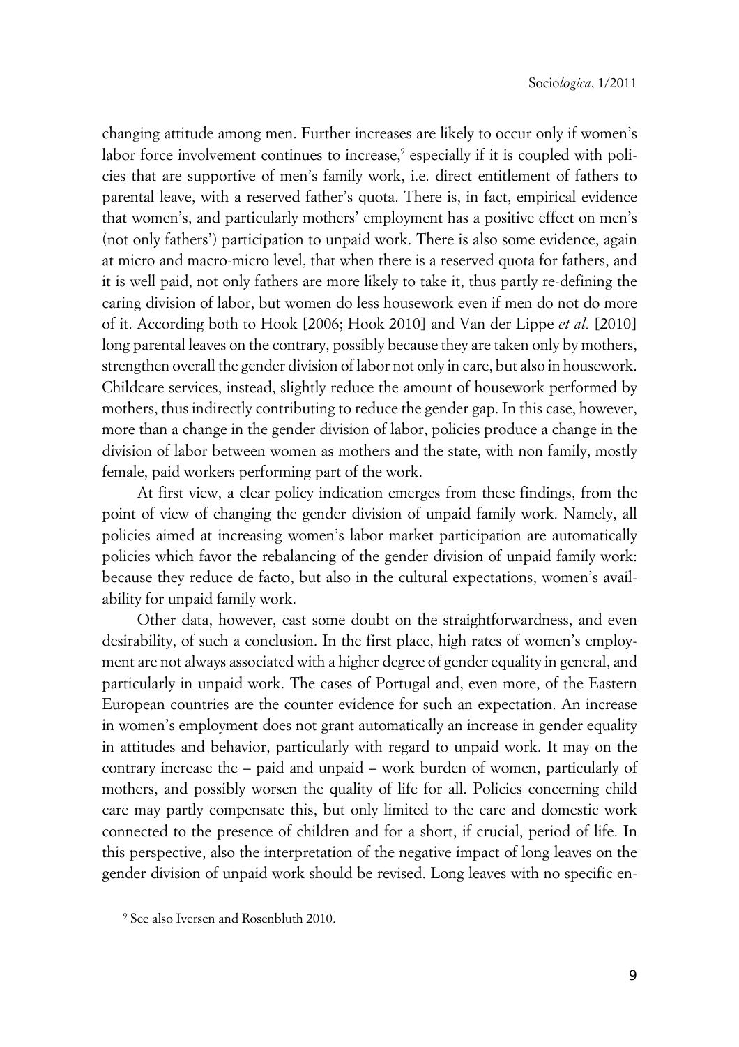changing attitude among men. Further increases are likely to occur only if women's labor force involvement continues to increase,[9] especially if it is coupled with policies that are supportive of men's family work, i.e. direct entitlement of fathers to parental leave, with a reserved father's quota. There is, in fact, empirical evidence that women's, and particularly mothers' employment has a positive effect on men's (not only fathers') participation to unpaid work. There is also some evidence, again at micro and macro-micro level, that when there is a reserved quota for fathers, and it is well paid, not only fathers are more likely to take it, thus partly re-defining the caring division of labor, but women do less housework even if men do not do more of it. According both to Hook [2006; Hook 2010] and Van der Lippe *et al.* [2010] long parental leaves on the contrary, possibly because they are taken only by mothers, strengthen overall the gender division of labor not only in care, but also in housework. Childcare services, instead, slightly reduce the amount of housework performed by mothers, thus indirectly contributing to reduce the gender gap. In this case, however, more than a change in the gender division of labor, policies produce a change in the division of labor between women as mothers and the state, with non family, mostly female, paid workers performing part of the work.

At first view, a clear policy indication emerges from these findings, from the point of view of changing the gender division of unpaid family work. Namely, all policies aimed at increasing women's labor market participation are automatically policies which favor the rebalancing of the gender division of unpaid family work: because they reduce de facto, but also in the cultural expectations, women's availability for unpaid family work.

Other data, however, cast some doubt on the straightforwardness, and even desirability, of such a conclusion. In the first place, high rates of women's employment are not always associated with a higher degree of gender equality in general, and particularly in unpaid work. The cases of Portugal and, even more, of the Eastern European countries are the counter evidence for such an expectation. An increase in women's employment does not grant automatically an increase in gender equality in attitudes and behavior, particularly with regard to unpaid work. It may on the contrary increase the – paid and unpaid – work burden of women, particularly of mothers, and possibly worsen the quality of life for all. Policies concerning child care may partly compensate this, but only limited to the care and domestic work connected to the presence of children and for a short, if crucial, period of life. In this perspective, also the interpretation of the negative impact of long leaves on the gender division of unpaid work should be revised. Long leaves with no specific en-

[9] See also Iversen and Rosenbluth 2010.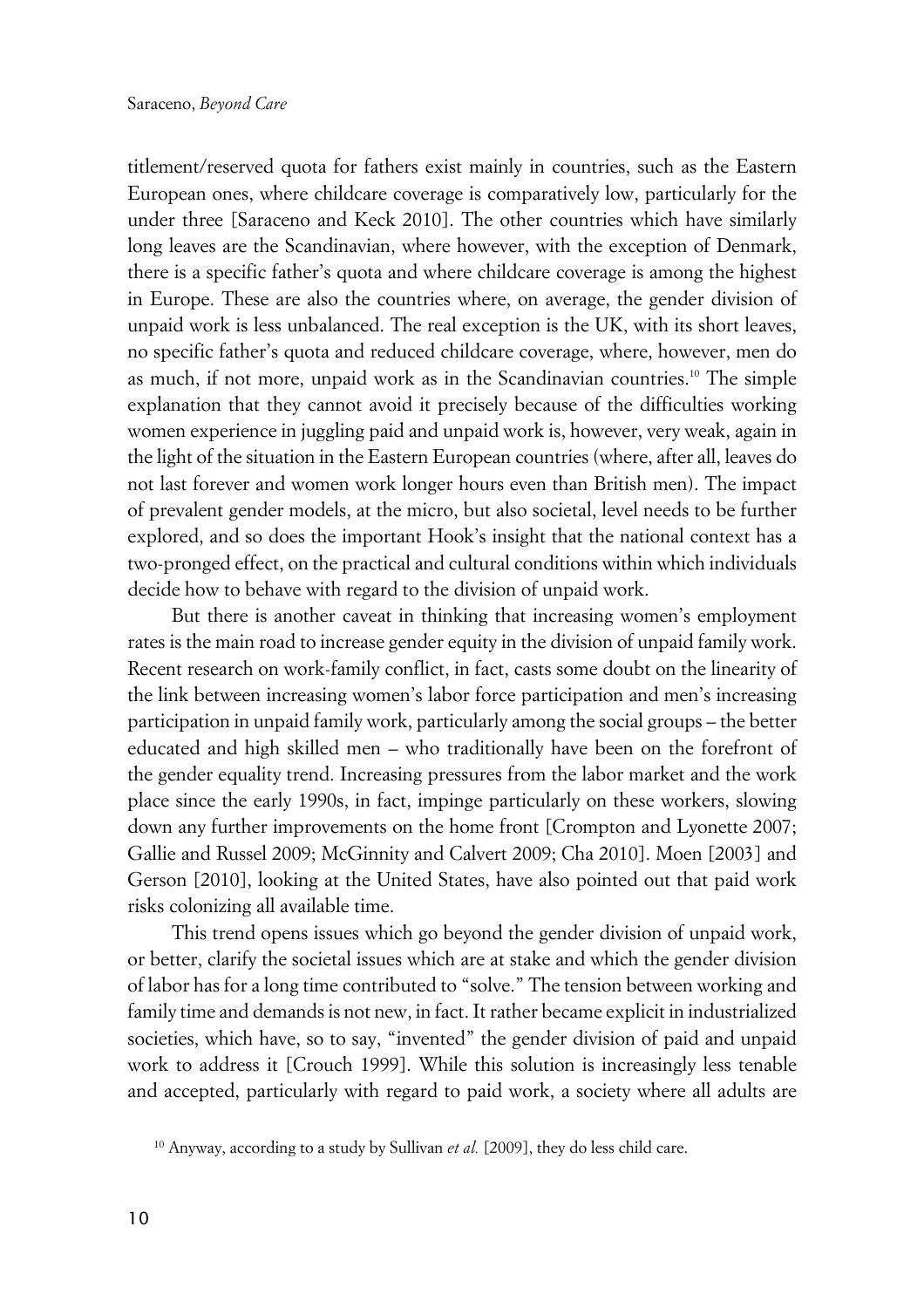titlement/reserved quota for fathers exist mainly in countries, such as the Eastern European ones, where childcare coverage is comparatively low, particularly for the under three [Saraceno and Keck 2010]. The other countries which have similarly long leaves are the Scandinavian, where however, with the exception of Denmark, there is a specific father's quota and where childcare coverage is among the highest in Europe. These are also the countries where, on average, the gender division of unpaid work is less unbalanced. The real exception is the UK, with its short leaves, no specific father's quota and reduced childcare coverage, where, however, men do as much, if not more, unpaid work as in the Scandinavian countries.[10] The simple explanation that they cannot avoid it precisely because of the difficulties working women experience in juggling paid and unpaid work is, however, very weak, again in the light of the situation in the Eastern European countries (where, after all, leaves do not last forever and women work longer hours even than British men). The impact of prevalent gender models, at the micro, but also societal, level needs to be further explored, and so does the important Hook's insight that the national context has a two-pronged effect, on the practical and cultural conditions within which individuals decide how to behave with regard to the division of unpaid work.

But there is another caveat in thinking that increasing women's employment rates is the main road to increase gender equity in the division of unpaid family work. Recent research on work-family conflict, in fact, casts some doubt on the linearity of the link between increasing women's labor force participation and men's increasing participation in unpaid family work, particularly among the social groups – the better educated and high skilled men – who traditionally have been on the forefront of the gender equality trend. Increasing pressures from the labor market and the work place since the early 1990s, in fact, impinge particularly on these workers, slowing down any further improvements on the home front [Crompton and Lyonette 2007; Gallie and Russel 2009; McGinnity and Calvert 2009; Cha 2010]. Moen [2003] and Gerson [2010], looking at the United States, have also pointed out that paid work risks colonizing all available time.

This trend opens issues which go beyond the gender division of unpaid work, or better, clarify the societal issues which are at stake and which the gender division of labor has for a long time contributed to "solve." The tension between working and family time and demands is not new, in fact. It rather became explicit in industrialized societies, which have, so to say, "invented" the gender division of paid and unpaid work to address it [Crouch 1999]. While this solution is increasingly less tenable and accepted, particularly with regard to paid work, a society where all adults are

[10] Anyway, according to a study by Sullivan *et al.* [2009], they do less child care.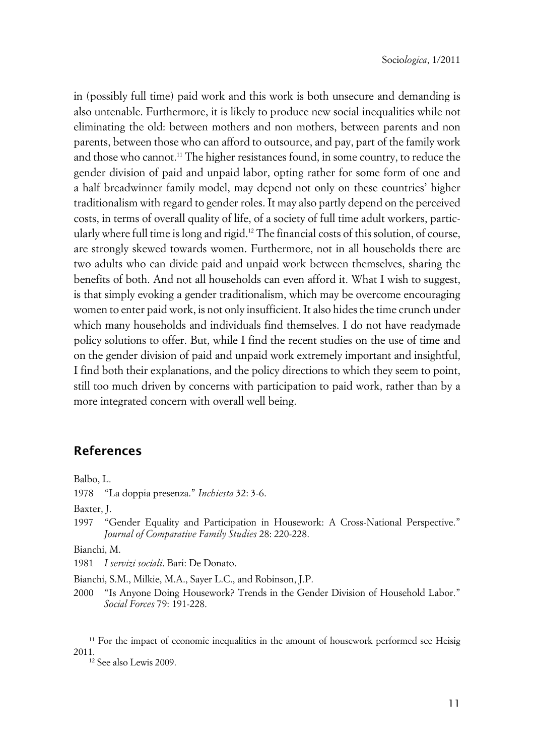in (possibly full time) paid work and this work is both unsecure and demanding is also untenable. Furthermore, it is likely to produce new social inequalities while not eliminating the old: between mothers and non mothers, between parents and non parents, between those who can afford to outsource, and pay, part of the family work and those who cannot.[11] The higher resistances found, in some country, to reduce the gender division of paid and unpaid labor, opting rather for some form of one and a half breadwinner family model, may depend not only on these countries' higher traditionalism with regard to gender roles. It may also partly depend on the perceived costs, in terms of overall quality of life, of a society of full time adult workers, particularly where full time is long and rigid.[12] The financial costs of this solution, of course, are strongly skewed towards women. Furthermore, not in all households there are two adults who can divide paid and unpaid work between themselves, sharing the benefits of both. And not all households can even afford it. What I wish to suggest, is that simply evoking a gender traditionalism, which may be overcome encouraging women to enter paid work, is not only insufficient. It also hides the time crunch under which many households and individuals find themselves. I do not have readymade policy solutions to offer. But, while I find the recent studies on the use of time and on the gender division of paid and unpaid work extremely important and insightful, I find both their explanations, and the policy directions to which they seem to point, still too much driven by concerns with participation to paid work, rather than by a more integrated concern with overall well being.

## References

Balbo, L.

1978 "La doppia presenza." *Inchiesta* 32: 3-6.

Baxter, J.

1997 "Gender Equality and Participation in Housework: A Cross-National Perspective." *Journal of Comparative Family Studies* 28: 220-228.

Bianchi, M.

1981 *I servizi sociali*. Bari: De Donato.

Bianchi, S.M., Milkie, M.A., Sayer L.C., and Robinson, J.P.

2000 "Is Anyone Doing Housework? Trends in the Gender Division of Household Labor." *Social Forces* 79: 191-228.

[11] For the impact of economic inequalities in the amount of housework performed see Heisig 2011.

[12] See also Lewis 2009.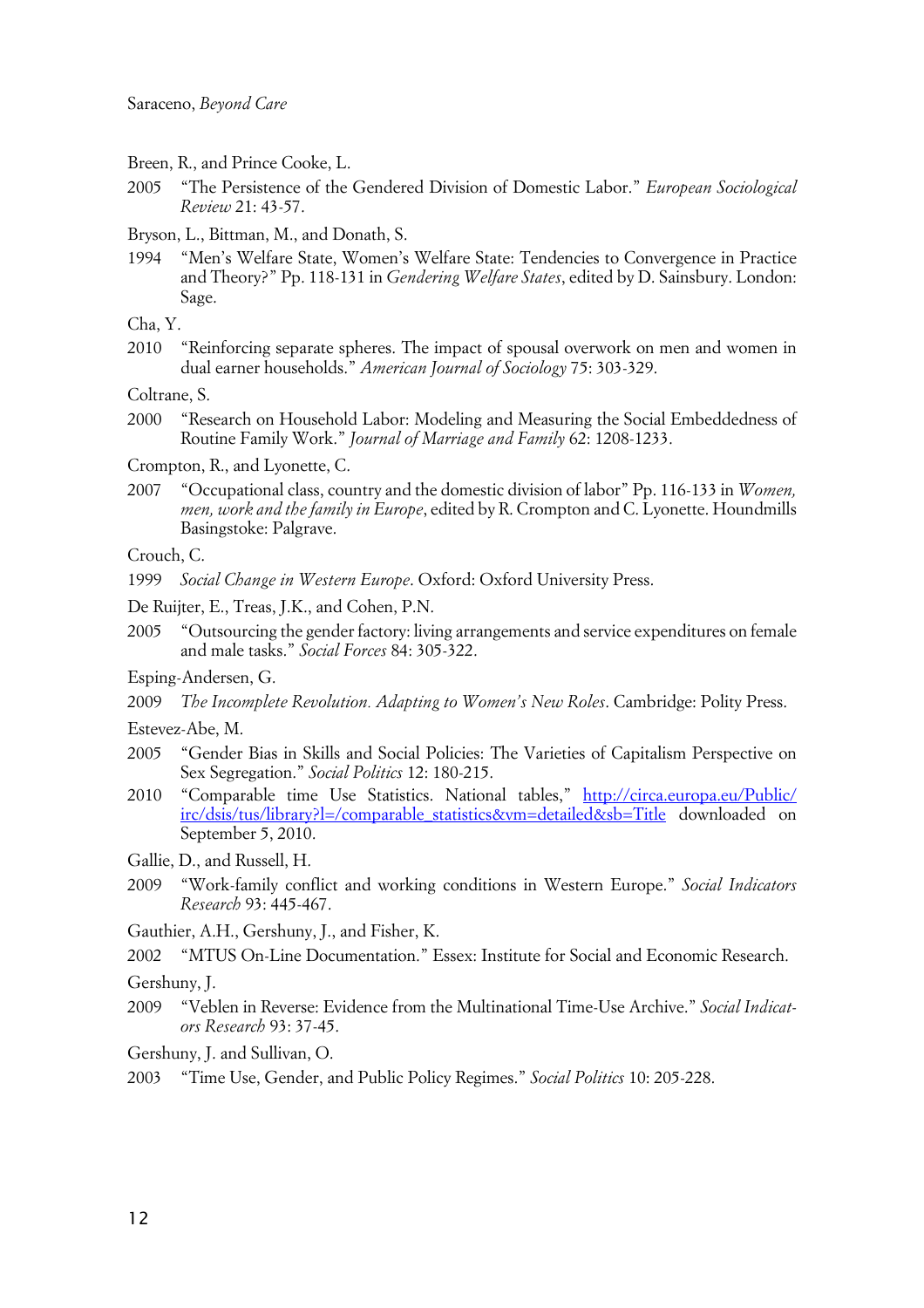Breen, R., and Prince Cooke, L.

2005 "The Persistence of the Gendered Division of Domestic Labor." *European Sociological Review* 21: 43-57.

Bryson, L., Bittman, M., and Donath, S.

1994 "Men's Welfare State, Women's Welfare State: Tendencies to Convergence in Practice and Theory?" Pp. 118-131 in *Gendering Welfare States*, edited by D. Sainsbury. London: Sage.

Cha, Y.

2010 "Reinforcing separate spheres. The impact of spousal overwork on men and women in dual earner households." *American Journal of Sociology* 75: 303-329.

Coltrane, S.

2000 "Research on Household Labor: Modeling and Measuring the Social Embeddedness of Routine Family Work." *Journal of Marriage and Family* 62: 1208-1233.

Crompton, R., and Lyonette, C.

2007 "Occupational class, country and the domestic division of labor" Pp. 116-133 in *Women, men, work and the family in Europe*, edited by R. Crompton and C. Lyonette. Houndmills Basingstoke: Palgrave.

Crouch, C.

1999 *Social Change in Western Europe*. Oxford: Oxford University Press.

De Ruijter, E., Treas, J.K., and Cohen, P.N.

2005 "Outsourcing the gender factory: living arrangements and service expenditures on female and male tasks." *Social Forces* 84: 305-322.

Esping-Andersen, G.

2009 *The Incomplete Revolution. Adapting to Women's New Roles*. Cambridge: Polity Press.

Estevez-Abe, M.

2005 "Gender Bias in Skills and Social Policies: The Varieties of Capitalism Perspective on Sex Segregation." *Social Politics* 12: 180-215.

2010 "Comparable time Use Statistics. National tables," http://circa.europa.eu/Public/irc/dsis/tus/library?l=/comparable_statistics&vm=detailed&sb=Title downloaded on September 5, 2010.

Gallie, D., and Russell, H.

2009 "Work-family conflict and working conditions in Western Europe." *Social Indicators Research* 93: 445-467.

Gauthier, A.H., Gershuny, J., and Fisher, K.

2002 "MTUS On-Line Documentation." Essex: Institute for Social and Economic Research.

Gershuny, J.

2009 "Veblen in Reverse: Evidence from the Multinational Time-Use Archive." *Social Indicators Research* 93: 37-45.

Gershuny, J. and Sullivan, O.

2003 "Time Use, Gender, and Public Policy Regimes." *Social Politics* 10: 205-228.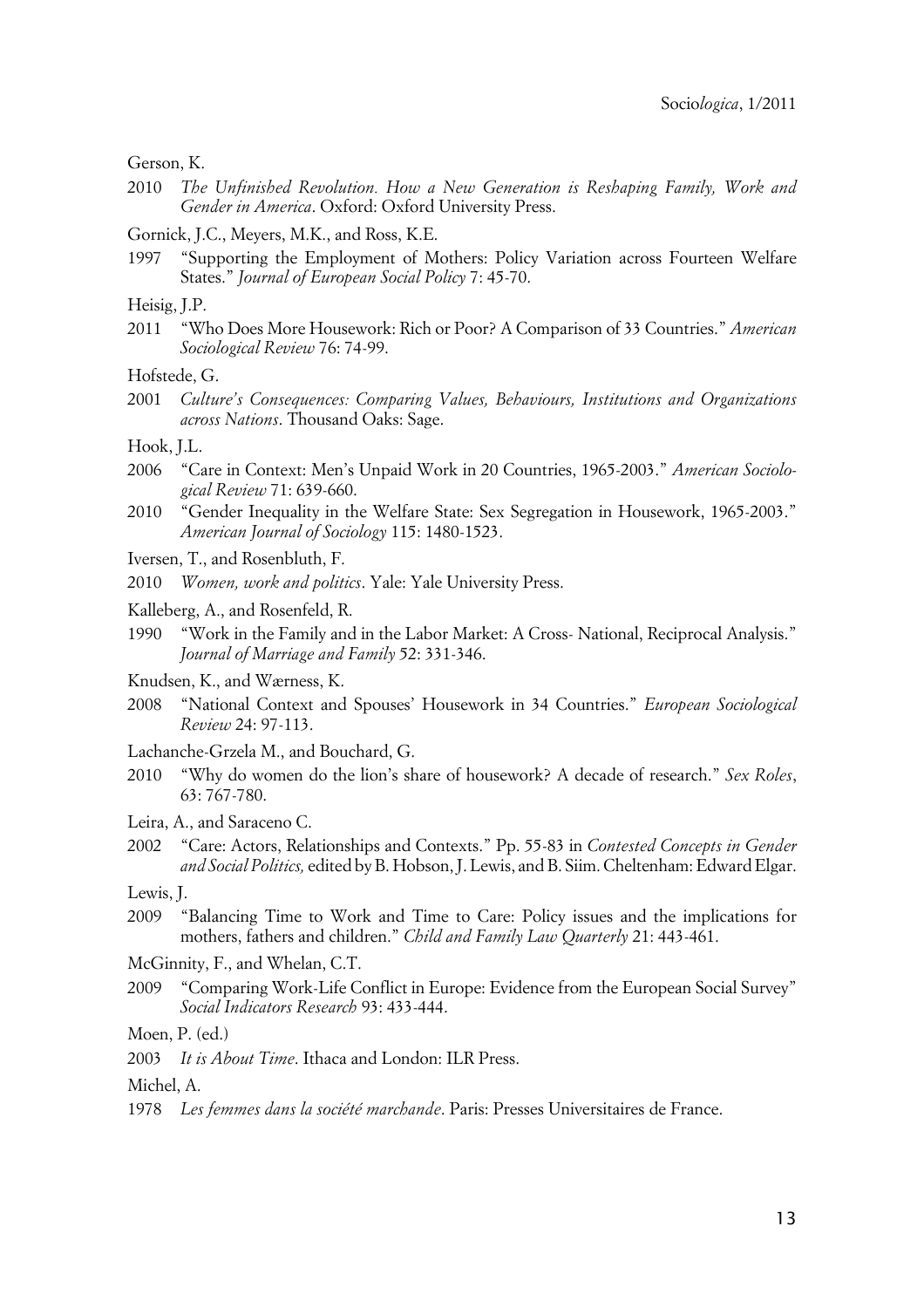Gerson, K.

2010 *The Unfinished Revolution. How a New Generation is Reshaping Family, Work and Gender in America*. Oxford: Oxford University Press.

Gornick, J.C., Meyers, M.K., and Ross, K.E.

1997 "Supporting the Employment of Mothers: Policy Variation across Fourteen Welfare States." *Journal of European Social Policy* 7: 45-70.

Heisig, J.P.

2011 "Who Does More Housework: Rich or Poor? A Comparison of 33 Countries." *American Sociological Review* 76: 74-99.

Hofstede, G.

2001 *Culture's Consequences: Comparing Values, Behaviours, Institutions and Organizations across Nations*. Thousand Oaks: Sage.

Hook, J.L.

2006 "Care in Context: Men's Unpaid Work in 20 Countries, 1965-2003." *American Sociological Review* 71: 639-660.

2010 "Gender Inequality in the Welfare State: Sex Segregation in Housework, 1965-2003." *American Journal of Sociology* 115: 1480-1523.

Iversen, T., and Rosenbluth, F.

2010 *Women, work and politics*. Yale: Yale University Press.

Kalleberg, A., and Rosenfeld, R.

1990 "Work in the Family and in the Labor Market: A Cross- National, Reciprocal Analysis." *Journal of Marriage and Family* 52: 331-346.

Knudsen, K., and Wærness, K.

2008 "National Context and Spouses' Housework in 34 Countries." *European Sociological Review* 24: 97-113.

Lachanche-Grzela M., and Bouchard, G.

2010 "Why do women do the lion's share of housework? A decade of research." *Sex Roles*, 63: 767-780.

Leira, A., and Saraceno C.

2002 "Care: Actors, Relationships and Contexts." Pp. 55-83 in *Contested Concepts in Gender and Social Politics,* edited by B. Hobson, J. Lewis, and B. Siim. Cheltenham: Edward Elgar.

Lewis, J.

2009 "Balancing Time to Work and Time to Care: Policy issues and the implications for mothers, fathers and children." *Child and Family Law Quarterly* 21: 443-461.

McGinnity, F., and Whelan, C.T.

2009 "Comparing Work-Life Conflict in Europe: Evidence from the European Social Survey" *Social Indicators Research* 93: 433-444.

Moen, P. (ed.)

2003 *It is About Time*. Ithaca and London: ILR Press.

Michel, A.

1978 *Les femmes dans la société marchande*. Paris: Presses Universitaires de France.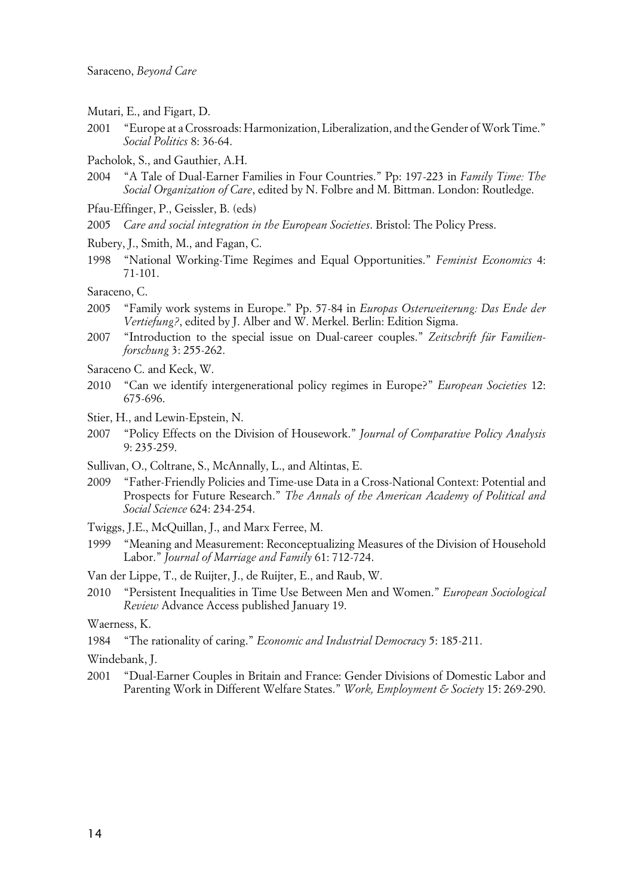Mutari, E., and Figart, D.

2001 "Europe at a Crossroads: Harmonization, Liberalization, and the Gender of Work Time." *Social Politics* 8: 36-64.

Pacholok, S., and Gauthier, A.H.

2004 "A Tale of Dual-Earner Families in Four Countries." Pp: 197-223 in *Family Time: The Social Organization of Care*, edited by N. Folbre and M. Bittman. London: Routledge.

Pfau-Effinger, P., Geissler, B. (eds)

2005 *Care and social integration in the European Societies*. Bristol: The Policy Press.

Rubery, J., Smith, M., and Fagan, C.

1998 "National Working-Time Regimes and Equal Opportunities." *Feminist Economics* 4: 71-101.

Saraceno, C.

2005 "Family work systems in Europe." Pp. 57-84 in *Europas Osterweiterung: Das Ende der Vertiefung?*, edited by J. Alber and W. Merkel. Berlin: Edition Sigma.

2007 "Introduction to the special issue on Dual-career couples." *Zeitschrift für Familienforschung* 3: 255-262.

Saraceno C. and Keck, W.

2010 "Can we identify intergenerational policy regimes in Europe?" *European Societies* 12: 675-696.

Stier, H., and Lewin-Epstein, N.

2007 "Policy Effects on the Division of Housework." *Journal of Comparative Policy Analysis* 9: 235-259.

Sullivan, O., Coltrane, S., McAnnally, L., and Altintas, E.

2009 "Father-Friendly Policies and Time-use Data in a Cross-National Context: Potential and Prospects for Future Research." *The Annals of the American Academy of Political and Social Science* 624: 234-254.

Twiggs, J.E., McQuillan, J., and Marx Ferree, M.

1999 "Meaning and Measurement: Reconceptualizing Measures of the Division of Household Labor." *Journal of Marriage and Family* 61: 712-724.

Van der Lippe, T., de Ruijter, J., de Ruijter, E., and Raub, W.

2010 "Persistent Inequalities in Time Use Between Men and Women." *European Sociological Review* Advance Access published January 19.

Waerness, K.

1984 "The rationality of caring." *Economic and Industrial Democracy* 5: 185-211.

Windebank, J.

2001 "Dual-Earner Couples in Britain and France: Gender Divisions of Domestic Labor and Parenting Work in Different Welfare States." *Work, Employment & Society* 15: 269-290.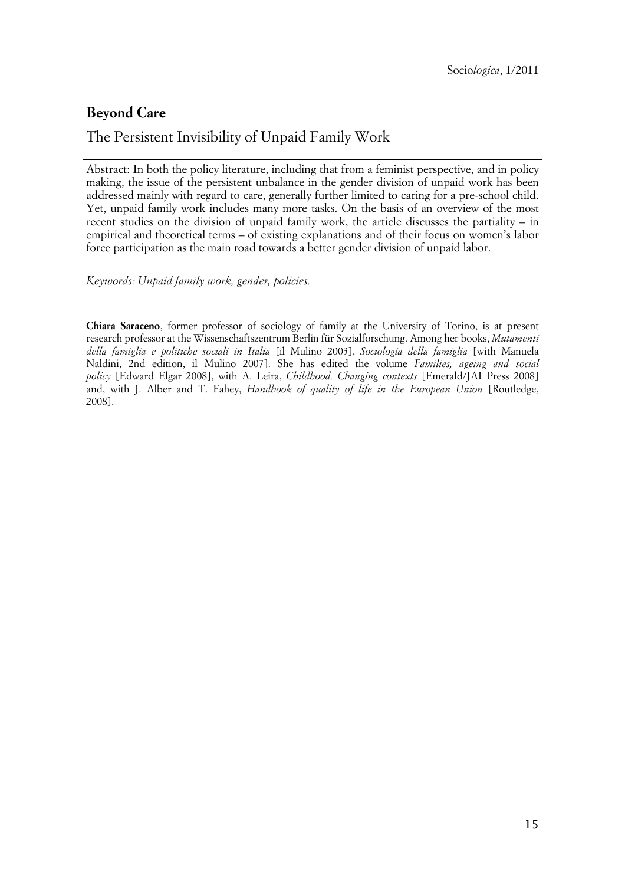# Beyond Care

## The Persistent Invisibility of Unpaid Family Work

Abstract: In both the policy literature, including that from a feminist perspective, and in policy making, the issue of the persistent unbalance in the gender division of unpaid work has been addressed mainly with regard to care, generally further limited to caring for a pre-school child. Yet, unpaid family work includes many more tasks. On the basis of an overview of the most recent studies on the division of unpaid family work, the article discusses the partiality – in empirical and theoretical terms – of existing explanations and of their focus on women's labor force participation as the main road towards a better gender division of unpaid labor.

*Keywords: Unpaid family work, gender, policies.*

**Chiara Saraceno**, former professor of sociology of family at the University of Torino, is at present research professor at the Wissenschaftszentrum Berlin für Sozialforschung. Among her books, *Mutamenti della famiglia e politiche sociali in Italia* [il Mulino 2003], *Sociologia della famiglia* [with Manuela Naldini, 2nd edition, il Mulino 2007]. She has edited the volume *Families, ageing and social policy* [Edward Elgar 2008], with A. Leira, *Childhood. Changing contexts* [Emerald/JAI Press 2008] and, with J. Alber and T. Fahey, *Handbook of quality of life in the European Union* [Routledge, 2008].